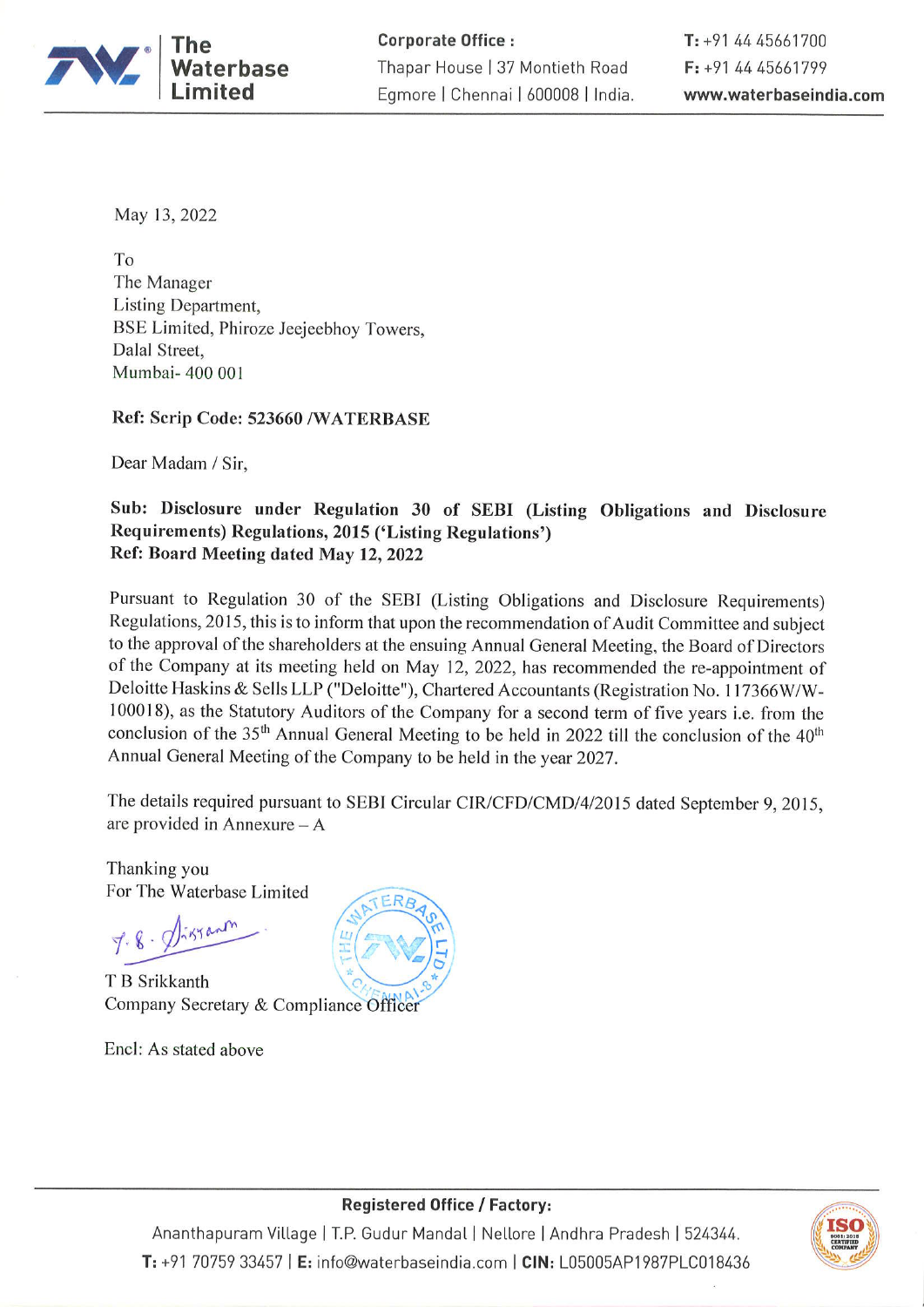**The Waterbase Limited**

**Corporate Office :**
Thapar House | 37 Montieth Road
Egmore | Chennai | 600008 | India.

**T:** +91 44 45661700
**F:** +91 44 45661799
**www.waterbaseindia.com**

May 13, 2022

To
The Manager
Listing Department,
BSE Limited, Phiroze Jeejeebhoy Towers,
Dalal Street,
Mumbai- 400 001

**Ref: Scrip Code: 523660 /WATERBASE**

Dear Madam / Sir,

**Sub: Disclosure under Regulation 30 of SEBI (Listing Obligations and Disclosure Requirements) Regulations, 2015 ('Listing Regulations')**
**Ref: Board Meeting dated May 12, 2022**

Pursuant to Regulation 30 of the SEBI (Listing Obligations and Disclosure Requirements) Regulations, 2015, this is to inform that upon the recommendation of Audit Committee and subject to the approval of the shareholders at the ensuing Annual General Meeting, the Board of Directors of the Company at its meeting held on May 12, 2022, has recommended the re-appointment of Deloitte Haskins & Sells LLP ("Deloitte"), Chartered Accountants (Registration No. 117366W/W-100018), as the Statutory Auditors of the Company for a second term of five years i.e. from the conclusion of the 35th Annual General Meeting to be held in 2022 till the conclusion of the 40th Annual General Meeting of the Company to be held in the year 2027.

The details required pursuant to SEBI Circular CIR/CFD/CMD/4/2015 dated September 9, 2015, are provided in Annexure – A

Thanking you
For The Waterbase Limited

T B Srikkanth
Company Secretary & Compliance Officer

Encl: As stated above

**Registered Office / Factory:**
Ananthapuram Village | T.P. Gudur Mandal | Nellore | Andhra Pradesh | 524344.
**T:** +91 70759 33457 | **E:** info@waterbaseindia.com | **CIN:** L05005AP1987PLC018436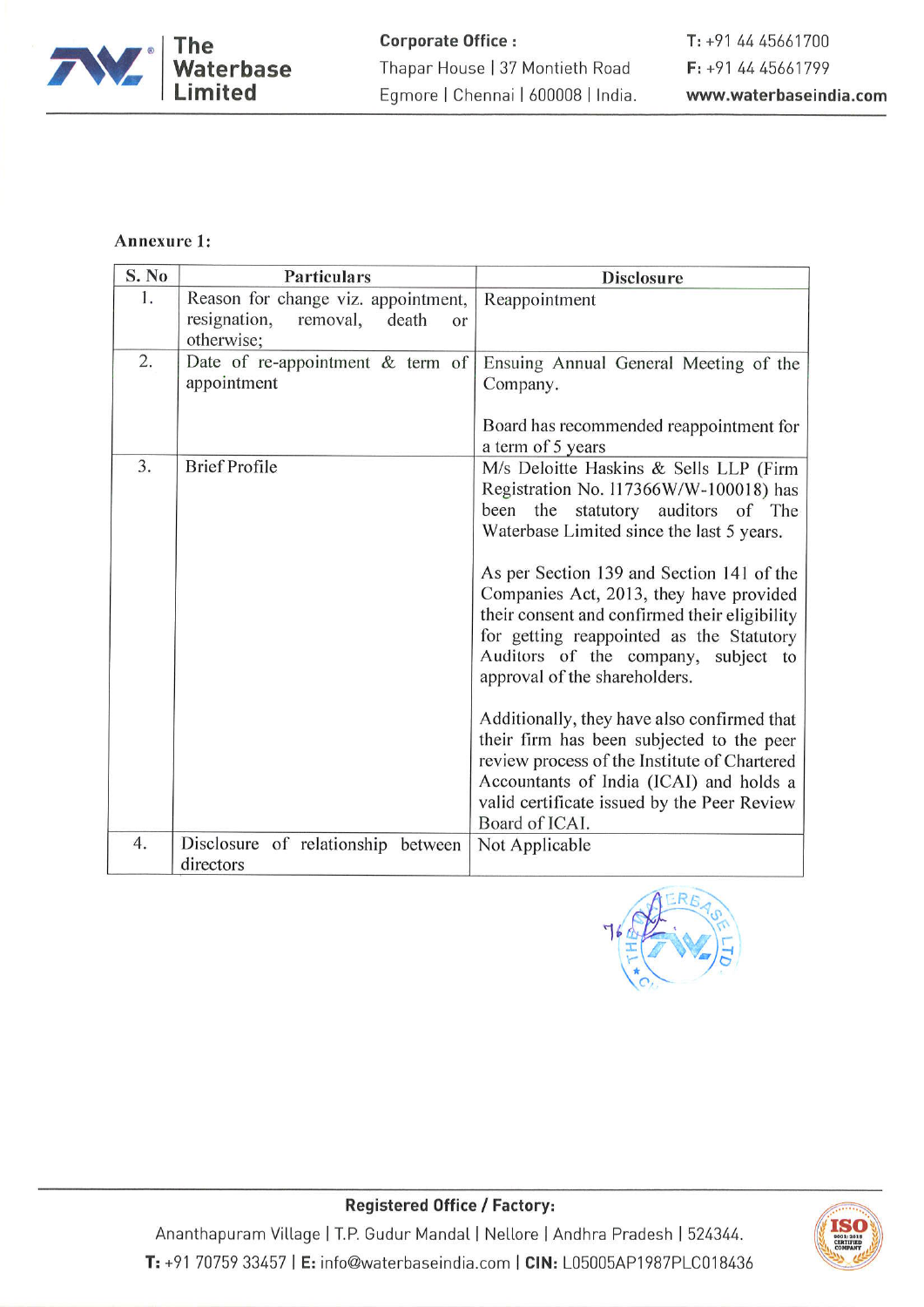**Annexure 1:**

| S. No | Particulars | Disclosure |
|---|---|---|
| 1. | Reason for change viz. appointment, resignation, removal, death or otherwise; | Reappointment |
| 2. | Date of re-appointment & term of appointment | Ensuing Annual General Meeting of the Company.<br><br>Board has recommended reappointment for a term of 5 years |
| 3. | Brief Profile | M/s Deloitte Haskins & Sells LLP (Firm Registration No. 117366W/W-100018) has been the statutory auditors of The Waterbase Limited since the last 5 years.<br><br>As per Section 139 and Section 141 of the Companies Act, 2013, they have provided their consent and confirmed their eligibility for getting reappointed as the Statutory Auditors of the company, subject to approval of the shareholders.<br><br>Additionally, they have also confirmed that their firm has been subjected to the peer review process of the Institute of Chartered Accountants of India (ICAI) and holds a valid certificate issued by the Peer Review Board of ICAI. |
| 4. | Disclosure of relationship between directors | Not Applicable |